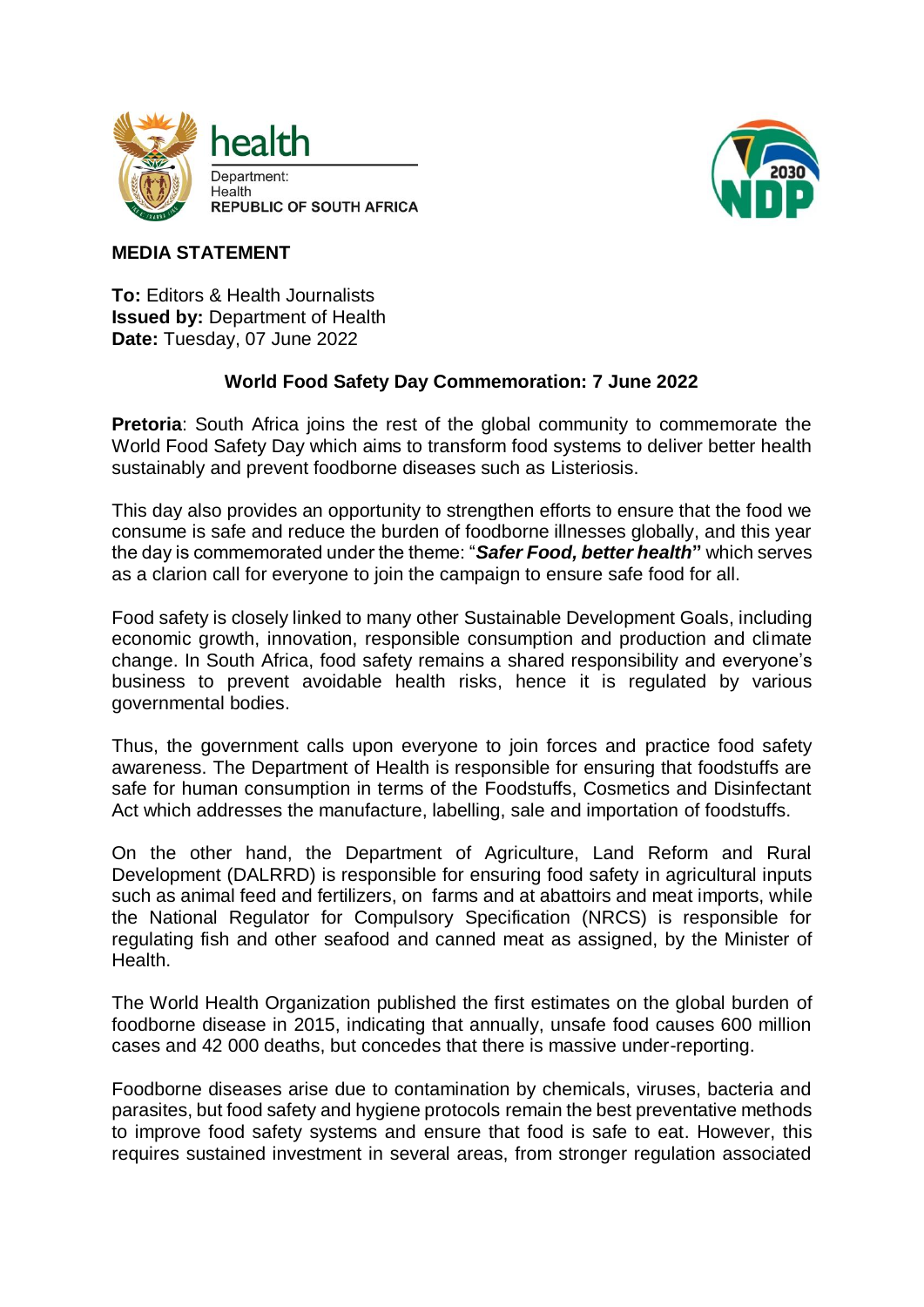health

Department:
Health
REPUBLIC OF SOUTH AFRICA

**MEDIA STATEMENT**

**To:** Editors & Health Journalists
**Issued by:** Department of Health
**Date:** Tuesday, 07 June 2022

## World Food Safety Day Commemoration: 7 June 2022

**Pretoria**: South Africa joins the rest of the global community to commemorate the World Food Safety Day which aims to transform food systems to deliver better health sustainably and prevent foodborne diseases such as Listeriosis.

This day also provides an opportunity to strengthen efforts to ensure that the food we consume is safe and reduce the burden of foodborne illnesses globally, and this year the day is commemorated under the theme: "***Safer Food, better health*"** which serves as a clarion call for everyone to join the campaign to ensure safe food for all.

Food safety is closely linked to many other Sustainable Development Goals, including economic growth, innovation, responsible consumption and production and climate change. In South Africa, food safety remains a shared responsibility and everyone's business to prevent avoidable health risks, hence it is regulated by various governmental bodies.

Thus, the government calls upon everyone to join forces and practice food safety awareness. The Department of Health is responsible for ensuring that foodstuffs are safe for human consumption in terms of the Foodstuffs, Cosmetics and Disinfectant Act which addresses the manufacture, labelling, sale and importation of foodstuffs.

On the other hand, the Department of Agriculture, Land Reform and Rural Development (DALRRD) is responsible for ensuring food safety in agricultural inputs such as animal feed and fertilizers, on farms and at abattoirs and meat imports, while the National Regulator for Compulsory Specification (NRCS) is responsible for regulating fish and other seafood and canned meat as assigned, by the Minister of Health.

The World Health Organization published the first estimates on the global burden of foodborne disease in 2015, indicating that annually, unsafe food causes 600 million cases and 42 000 deaths, but concedes that there is massive under-reporting.

Foodborne diseases arise due to contamination by chemicals, viruses, bacteria and parasites, but food safety and hygiene protocols remain the best preventative methods to improve food safety systems and ensure that food is safe to eat. However, this requires sustained investment in several areas, from stronger regulation associated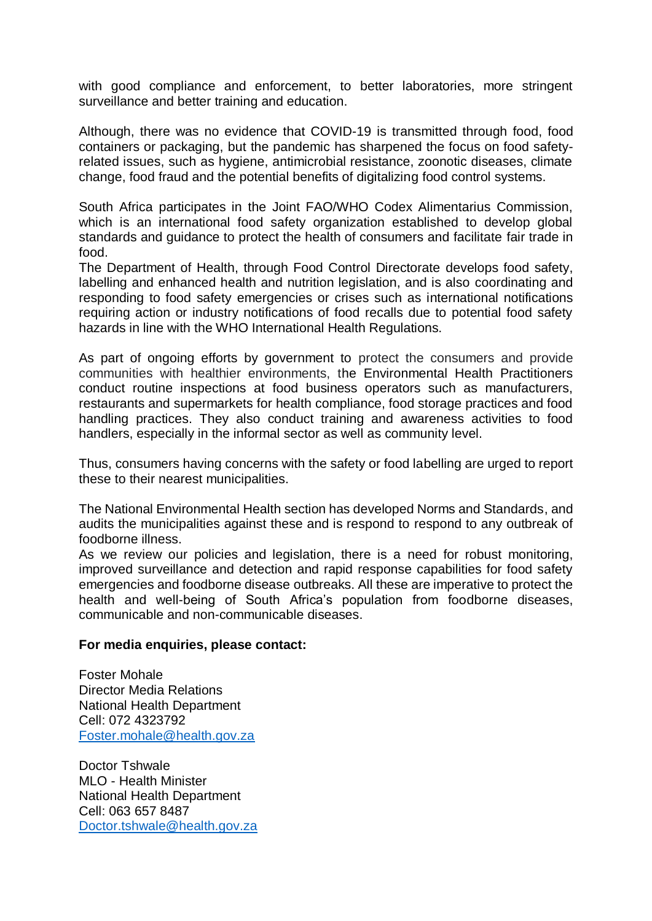with good compliance and enforcement, to better laboratories, more stringent surveillance and better training and education.

Although, there was no evidence that COVID-19 is transmitted through food, food containers or packaging, but the pandemic has sharpened the focus on food safety-related issues, such as hygiene, antimicrobial resistance, zoonotic diseases, climate change, food fraud and the potential benefits of digitalizing food control systems.

South Africa participates in the Joint FAO/WHO Codex Alimentarius Commission, which is an international food safety organization established to develop global standards and guidance to protect the health of consumers and facilitate fair trade in food.

The Department of Health, through Food Control Directorate develops food safety, labelling and enhanced health and nutrition legislation, and is also coordinating and responding to food safety emergencies or crises such as international notifications requiring action or industry notifications of food recalls due to potential food safety hazards in line with the WHO International Health Regulations.

As part of ongoing efforts by government to protect the consumers and provide communities with healthier environments, the Environmental Health Practitioners conduct routine inspections at food business operators such as manufacturers, restaurants and supermarkets for health compliance, food storage practices and food handling practices. They also conduct training and awareness activities to food handlers, especially in the informal sector as well as community level.

Thus, consumers having concerns with the safety or food labelling are urged to report these to their nearest municipalities.

The National Environmental Health section has developed Norms and Standards, and audits the municipalities against these and is respond to respond to any outbreak of foodborne illness.

As we review our policies and legislation, there is a need for robust monitoring, improved surveillance and detection and rapid response capabilities for food safety emergencies and foodborne disease outbreaks. All these are imperative to protect the health and well-being of South Africa's population from foodborne diseases, communicable and non-communicable diseases.

**For media enquiries, please contact:**

Foster Mohale
Director Media Relations
National Health Department
Cell: 072 4323792
Foster.mohale@health.gov.za

Doctor Tshwale
MLO - Health Minister
National Health Department
Cell: 063 657 8487
Doctor.tshwale@health.gov.za